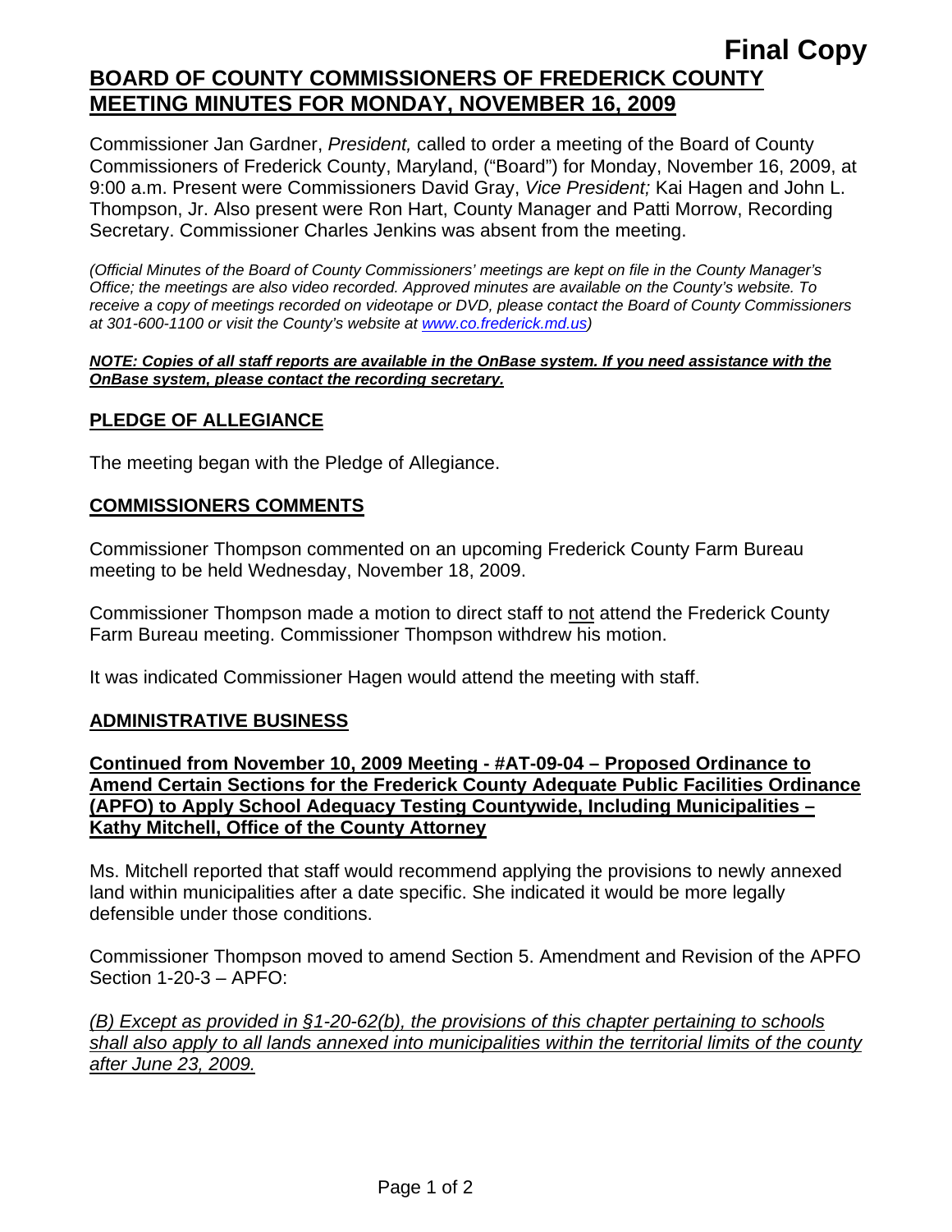**Final Copy**

# BOARD OF COUNTY COMMISSIONERS OF FREDERICK COUNTY MEETING MINUTES FOR MONDAY, NOVEMBER 16, 2009

Commissioner Jan Gardner, *President,* called to order a meeting of the Board of County Commissioners of Frederick County, Maryland, ("Board") for Monday, November 16, 2009, at 9:00 a.m. Present were Commissioners David Gray, *Vice President;* Kai Hagen and John L. Thompson, Jr. Also present were Ron Hart, County Manager and Patti Morrow, Recording Secretary. Commissioner Charles Jenkins was absent from the meeting.

*(Official Minutes of the Board of County Commissioners' meetings are kept on file in the County Manager's Office; the meetings are also video recorded. Approved minutes are available on the County's website. To receive a copy of meetings recorded on videotape or DVD, please contact the Board of County Commissioners at 301-600-1100 or visit the County's website at www.co.frederick.md.us)*

***NOTE: Copies of all staff reports are available in the OnBase system. If you need assistance with the OnBase system, please contact the recording secretary.***

## PLEDGE OF ALLEGIANCE

The meeting began with the Pledge of Allegiance.

## COMMISSIONERS COMMENTS

Commissioner Thompson commented on an upcoming Frederick County Farm Bureau meeting to be held Wednesday, November 18, 2009.

Commissioner Thompson made a motion to direct staff to not attend the Frederick County Farm Bureau meeting. Commissioner Thompson withdrew his motion.

It was indicated Commissioner Hagen would attend the meeting with staff.

## ADMINISTRATIVE BUSINESS

### Continued from November 10, 2009 Meeting - #AT-09-04 – Proposed Ordinance to Amend Certain Sections for the Frederick County Adequate Public Facilities Ordinance (APFO) to Apply School Adequacy Testing Countywide, Including Municipalities – Kathy Mitchell, Office of the County Attorney

Ms. Mitchell reported that staff would recommend applying the provisions to newly annexed land within municipalities after a date specific. She indicated it would be more legally defensible under those conditions.

Commissioner Thompson moved to amend Section 5. Amendment and Revision of the APFO Section 1-20-3 – APFO:

*(B) Except as provided in §1-20-62(b), the provisions of this chapter pertaining to schools shall also apply to all lands annexed into municipalities within the territorial limits of the county after June 23, 2009.*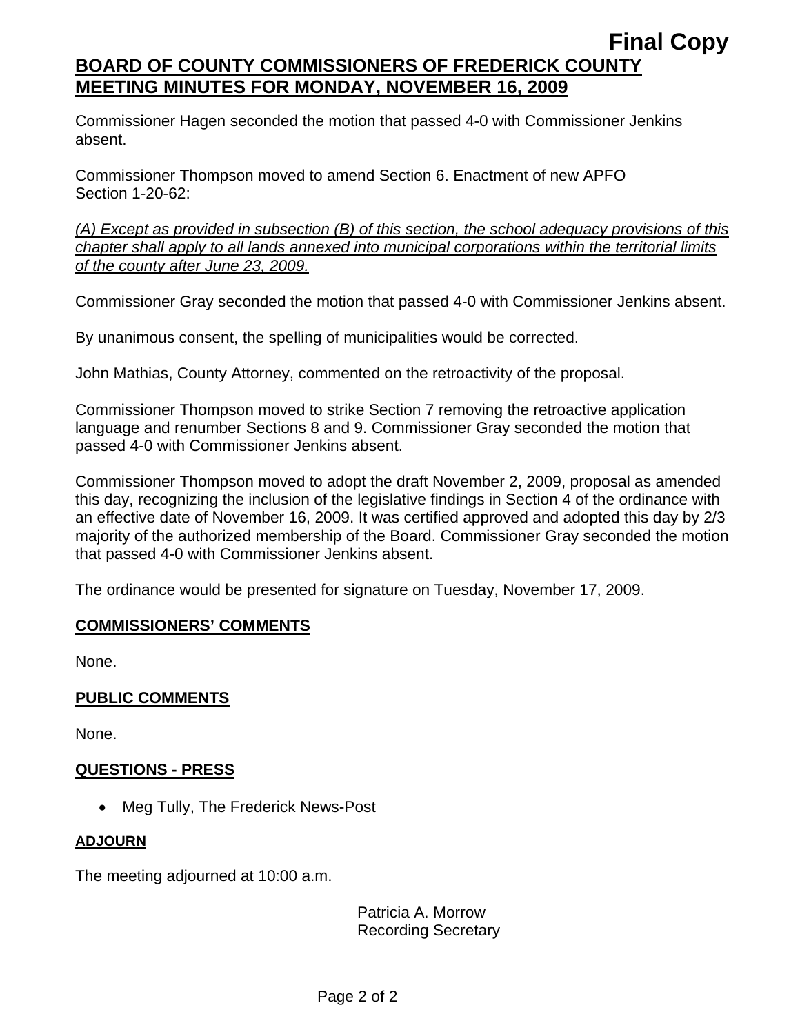**Final Copy**

**BOARD OF COUNTY COMMISSIONERS OF FREDERICK COUNTY MEETING MINUTES FOR MONDAY, NOVEMBER 16, 2009**

Commissioner Hagen seconded the motion that passed 4-0 with Commissioner Jenkins absent.

Commissioner Thompson moved to amend Section 6. Enactment of new APFO Section 1-20-62:

*(A) Except as provided in subsection (B) of this section, the school adequacy provisions of this chapter shall apply to all lands annexed into municipal corporations within the territorial limits of the county after June 23, 2009.*

Commissioner Gray seconded the motion that passed 4-0 with Commissioner Jenkins absent.

By unanimous consent, the spelling of municipalities would be corrected.

John Mathias, County Attorney, commented on the retroactivity of the proposal.

Commissioner Thompson moved to strike Section 7 removing the retroactive application language and renumber Sections 8 and 9. Commissioner Gray seconded the motion that passed 4-0 with Commissioner Jenkins absent.

Commissioner Thompson moved to adopt the draft November 2, 2009, proposal as amended this day, recognizing the inclusion of the legislative findings in Section 4 of the ordinance with an effective date of November 16, 2009. It was certified approved and adopted this day by 2/3 majority of the authorized membership of the Board. Commissioner Gray seconded the motion that passed 4-0 with Commissioner Jenkins absent.

The ordinance would be presented for signature on Tuesday, November 17, 2009.

## COMMISSIONERS' COMMENTS

None.

## PUBLIC COMMENTS

None.

## QUESTIONS - PRESS

- Meg Tully, The Frederick News-Post

### ADJOURN

The meeting adjourned at 10:00 a.m.

Patricia A. Morrow
Recording Secretary